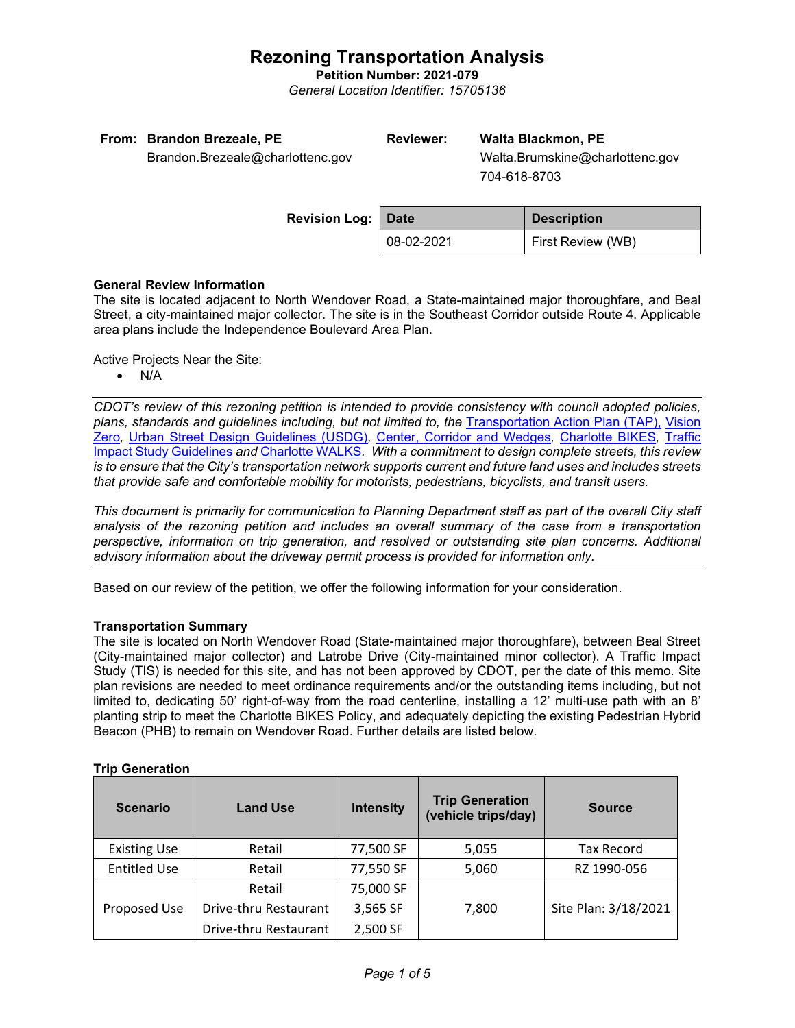# Rezoning Transportation Analysis

**Petition Number: 2021-079**

*General Location Identifier: 15705136*

**From:** **Brandon Brezeale, PE**
Brandon.Brezeale@charlottenc.gov

**Reviewer:** **Walta Blackmon, PE**
Walta.Brumskine@charlottenc.gov
704-618-8703

**Revision Log:**

| Date | Description |
|---|---|
| 08-02-2021 | First Review (WB) |

**General Review Information**

The site is located adjacent to North Wendover Road, a State-maintained major thoroughfare, and Beal Street, a city-maintained major collector. The site is in the Southeast Corridor outside Route 4. Applicable area plans include the Independence Boulevard Area Plan.

Active Projects Near the Site:

- N/A

*CDOT's review of this rezoning petition is intended to provide consistency with council adopted policies, plans, standards and guidelines including, but not limited to, the* Transportation Action Plan (TAP), Vision Zero*,* Urban Street Design Guidelines (USDG)*,* Center, Corridor and Wedges*,* Charlotte BIKES*,* Traffic Impact Study Guidelines *and* Charlotte WALKS*. With a commitment to design complete streets, this review is to ensure that the City's transportation network supports current and future land uses and includes streets that provide safe and comfortable mobility for motorists, pedestrians, bicyclists, and transit users.*

*This document is primarily for communication to Planning Department staff as part of the overall City staff analysis of the rezoning petition and includes an overall summary of the case from a transportation perspective, information on trip generation, and resolved or outstanding site plan concerns. Additional advisory information about the driveway permit process is provided for information only.*

Based on our review of the petition, we offer the following information for your consideration.

**Transportation Summary**

The site is located on North Wendover Road (State-maintained major thoroughfare), between Beal Street (City-maintained major collector) and Latrobe Drive (City-maintained minor collector). A Traffic Impact Study (TIS) is needed for this site, and has not been approved by CDOT, per the date of this memo. Site plan revisions are needed to meet ordinance requirements and/or the outstanding items including, but not limited to, dedicating 50' right-of-way from the road centerline, installing a 12' multi-use path with an 8' planting strip to meet the Charlotte BIKES Policy, and adequately depicting the existing Pedestrian Hybrid Beacon (PHB) to remain on Wendover Road. Further details are listed below.

**Trip Generation**

| Scenario | Land Use | Intensity | Trip Generation (vehicle trips/day) | Source |
|---|---|---|---|---|
| Existing Use | Retail | 77,500 SF | 5,055 | Tax Record |
| Entitled Use | Retail | 77,550 SF | 5,060 | RZ 1990-056 |
| Proposed Use | Retail | 75,000 SF | 7,800 | Site Plan: 3/18/2021 |
| | Drive-thru Restaurant | 3,565 SF | | |
| | Drive-thru Restaurant | 2,500 SF | | |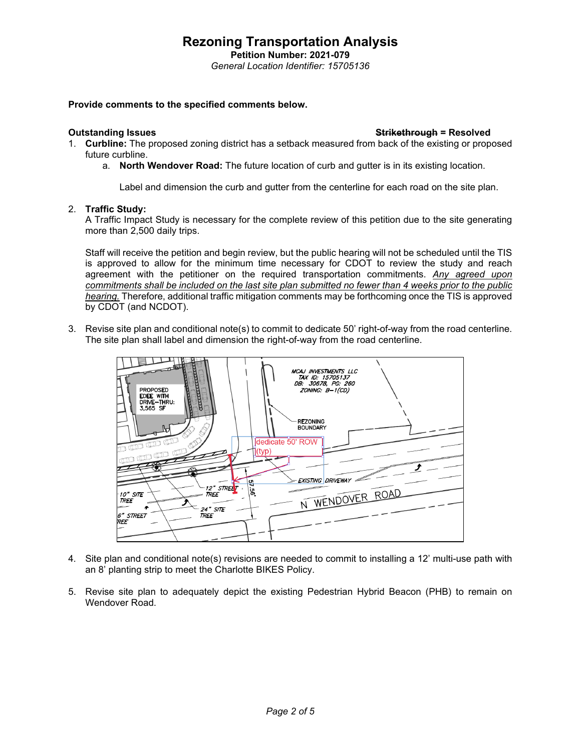# Rezoning Transportation Analysis

**Petition Number: 2021-079**

*General Location Identifier: 15705136*

**Provide comments to the specified comments below.**

**Outstanding Issues** **~~Strikethrough~~ = Resolved**

1. **Curbline:** The proposed zoning district has a setback measured from back of the existing or proposed future curbline.
   a. **North Wendover Road:** The future location of curb and gutter is in its existing location.

      Label and dimension the curb and gutter from the centerline for each road on the site plan.

2. **Traffic Study:**
   A Traffic Impact Study is necessary for the complete review of this petition due to the site generating more than 2,500 daily trips.

   Staff will receive the petition and begin review, but the public hearing will not be scheduled until the TIS is approved to allow for the minimum time necessary for CDOT to review the study and reach agreement with the petitioner on the required transportation commitments. *Any agreed upon commitments shall be included on the last site plan submitted no fewer than 4 weeks prior to the public hearing.* Therefore, additional traffic mitigation comments may be forthcoming once the TIS is approved by CDOT (and NCDOT).

3. Revise site plan and conditional note(s) to commit to dedicate 50' right-of-way from the road centerline. The site plan shall label and dimension the right-of-way from the road centerline.

4. Site plan and conditional note(s) revisions are needed to commit to installing a 12' multi-use path with an 8' planting strip to meet the Charlotte BIKES Policy.

5. Revise site plan to adequately depict the existing Pedestrian Hybrid Beacon (PHB) to remain on Wendover Road.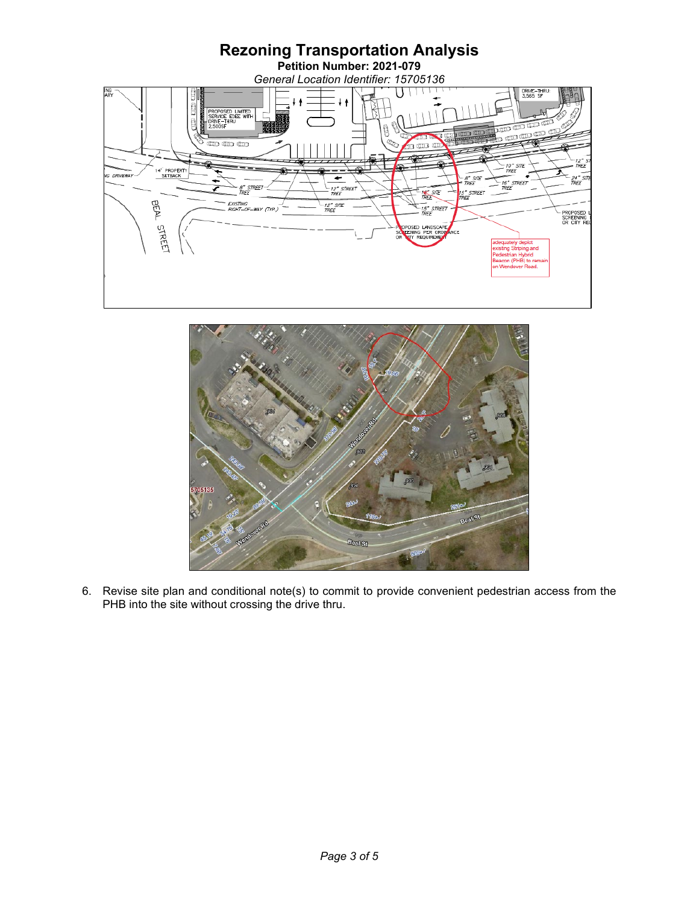# Rezoning Transportation Analysis

**Petition Number: 2021-079**

*General Location Identifier: 15705136*

6. Revise site plan and conditional note(s) to commit to provide convenient pedestrian access from the PHB into the site without crossing the drive thru.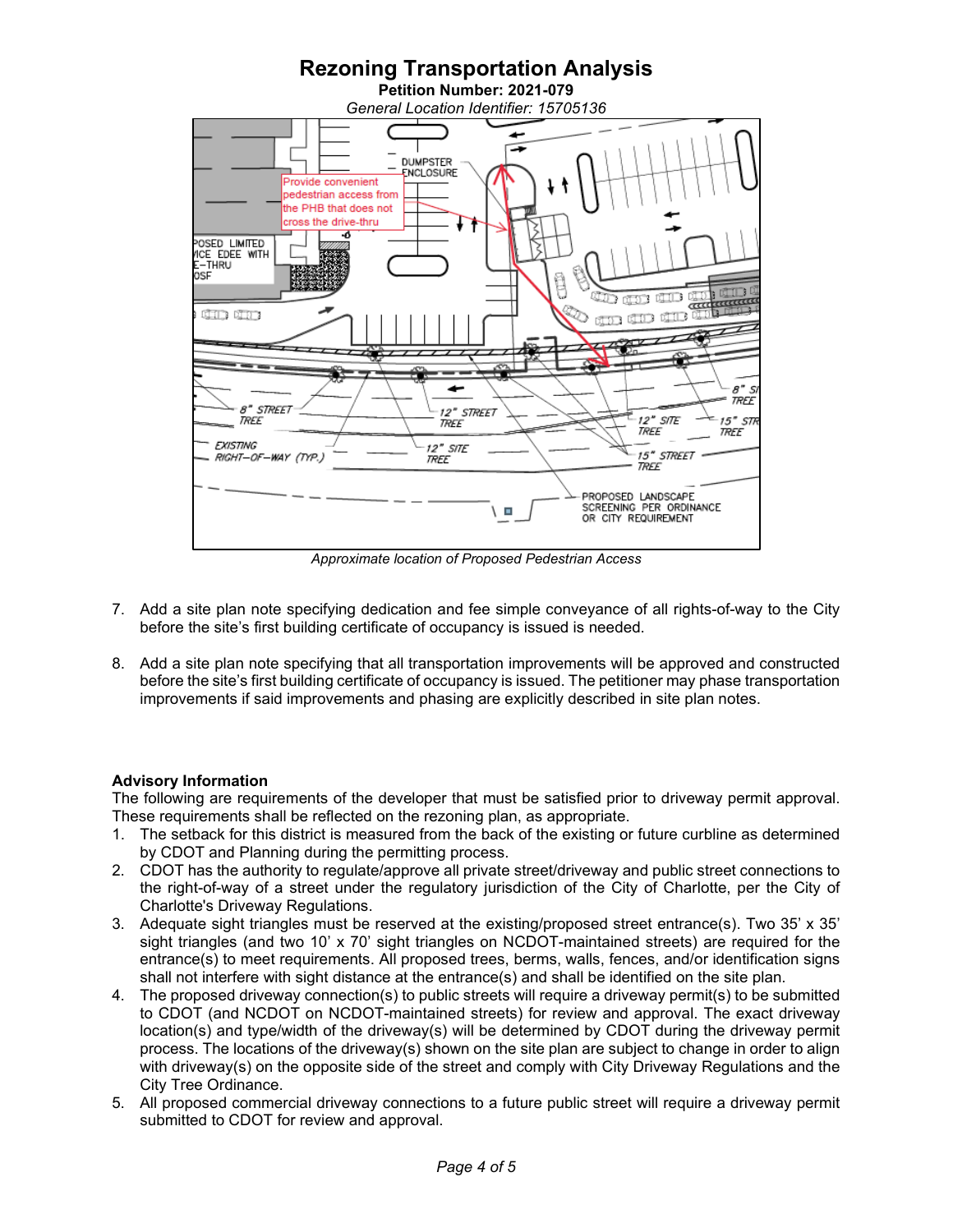# Rezoning Transportation Analysis

**Petition Number: 2021-079**

*General Location Identifier: 15705136*

*Approximate location of Proposed Pedestrian Access*

7. Add a site plan note specifying dedication and fee simple conveyance of all rights-of-way to the City before the site's first building certificate of occupancy is issued is needed.

8. Add a site plan note specifying that all transportation improvements will be approved and constructed before the site's first building certificate of occupancy is issued. The petitioner may phase transportation improvements if said improvements and phasing are explicitly described in site plan notes.

**Advisory Information**

The following are requirements of the developer that must be satisfied prior to driveway permit approval. These requirements shall be reflected on the rezoning plan, as appropriate.

1. The setback for this district is measured from the back of the existing or future curbline as determined by CDOT and Planning during the permitting process.
2. CDOT has the authority to regulate/approve all private street/driveway and public street connections to the right-of-way of a street under the regulatory jurisdiction of the City of Charlotte, per the City of Charlotte's Driveway Regulations.
3. Adequate sight triangles must be reserved at the existing/proposed street entrance(s). Two 35' x 35' sight triangles (and two 10' x 70' sight triangles on NCDOT-maintained streets) are required for the entrance(s) to meet requirements. All proposed trees, berms, walls, fences, and/or identification signs shall not interfere with sight distance at the entrance(s) and shall be identified on the site plan.
4. The proposed driveway connection(s) to public streets will require a driveway permit(s) to be submitted to CDOT (and NCDOT on NCDOT-maintained streets) for review and approval. The exact driveway location(s) and type/width of the driveway(s) will be determined by CDOT during the driveway permit process. The locations of the driveway(s) shown on the site plan are subject to change in order to align with driveway(s) on the opposite side of the street and comply with City Driveway Regulations and the City Tree Ordinance.
5. All proposed commercial driveway connections to a future public street will require a driveway permit submitted to CDOT for review and approval.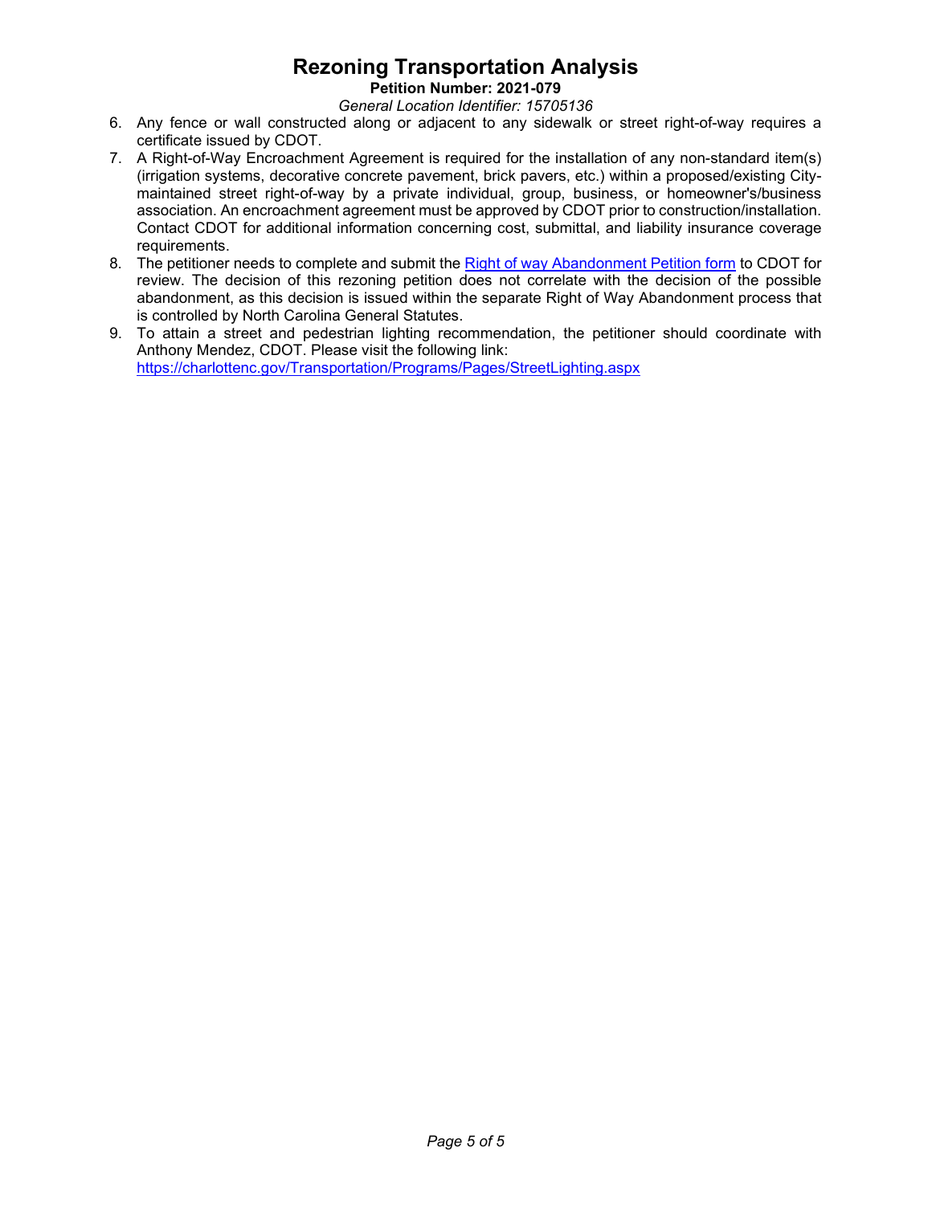6. Any fence or wall constructed along or adjacent to any sidewalk or street right-of-way requires a certificate issued by CDOT.
7. A Right-of-Way Encroachment Agreement is required for the installation of any non-standard item(s) (irrigation systems, decorative concrete pavement, brick pavers, etc.) within a proposed/existing City-maintained street right-of-way by a private individual, group, business, or homeowner's/business association. An encroachment agreement must be approved by CDOT prior to construction/installation. Contact CDOT for additional information concerning cost, submittal, and liability insurance coverage requirements.
8. The petitioner needs to complete and submit the Right of way Abandonment Petition form to CDOT for review. The decision of this rezoning petition does not correlate with the decision of the possible abandonment, as this decision is issued within the separate Right of Way Abandonment process that is controlled by North Carolina General Statutes.
9. To attain a street and pedestrian lighting recommendation, the petitioner should coordinate with Anthony Mendez, CDOT. Please visit the following link: https://charlottenc.gov/Transportation/Programs/Pages/StreetLighting.aspx